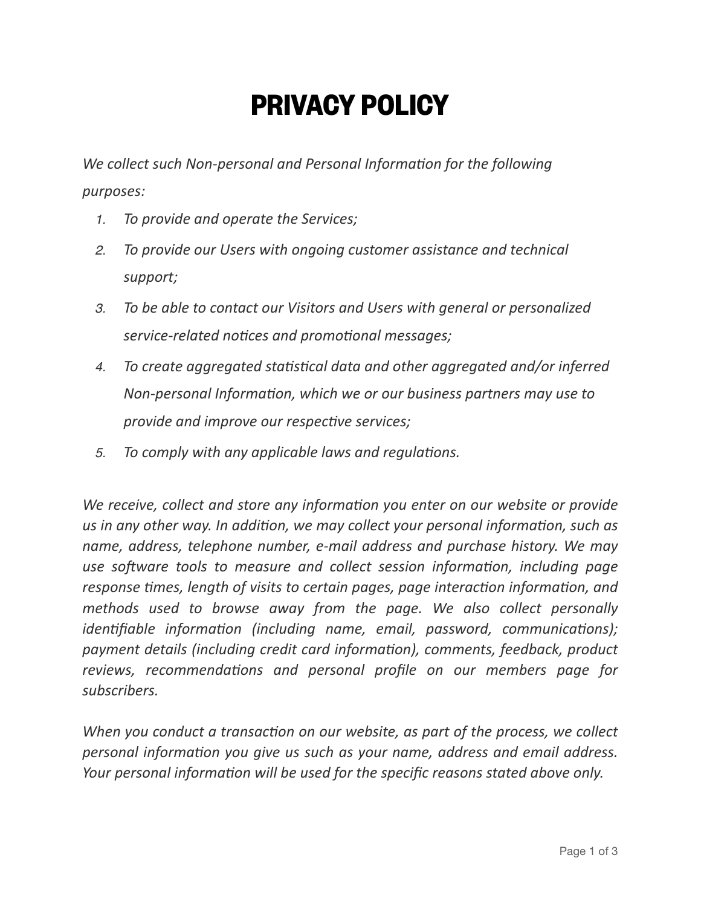# PRIVACY POLICY

*We collect such Non-personal and Personal Information for the following purposes:*

1. *To provide and operate the Services;*
2. *To provide our Users with ongoing customer assistance and technical support;*
3. *To be able to contact our Visitors and Users with general or personalized service-related notices and promotional messages;*
4. *To create aggregated statistical data and other aggregated and/or inferred Non-personal Information, which we or our business partners may use to provide and improve our respective services;*
5. *To comply with any applicable laws and regulations.*

*We receive, collect and store any information you enter on our website or provide us in any other way. In addition, we may collect your personal information, such as name, address, telephone number, e-mail address and purchase history. We may use software tools to measure and collect session information, including page response times, length of visits to certain pages, page interaction information, and methods used to browse away from the page. We also collect personally identifiable information (including name, email, password, communications); payment details (including credit card information), comments, feedback, product reviews, recommendations and personal profile on our members page for subscribers.*

*When you conduct a transaction on our website, as part of the process, we collect personal information you give us such as your name, address and email address. Your personal information will be used for the specific reasons stated above only.*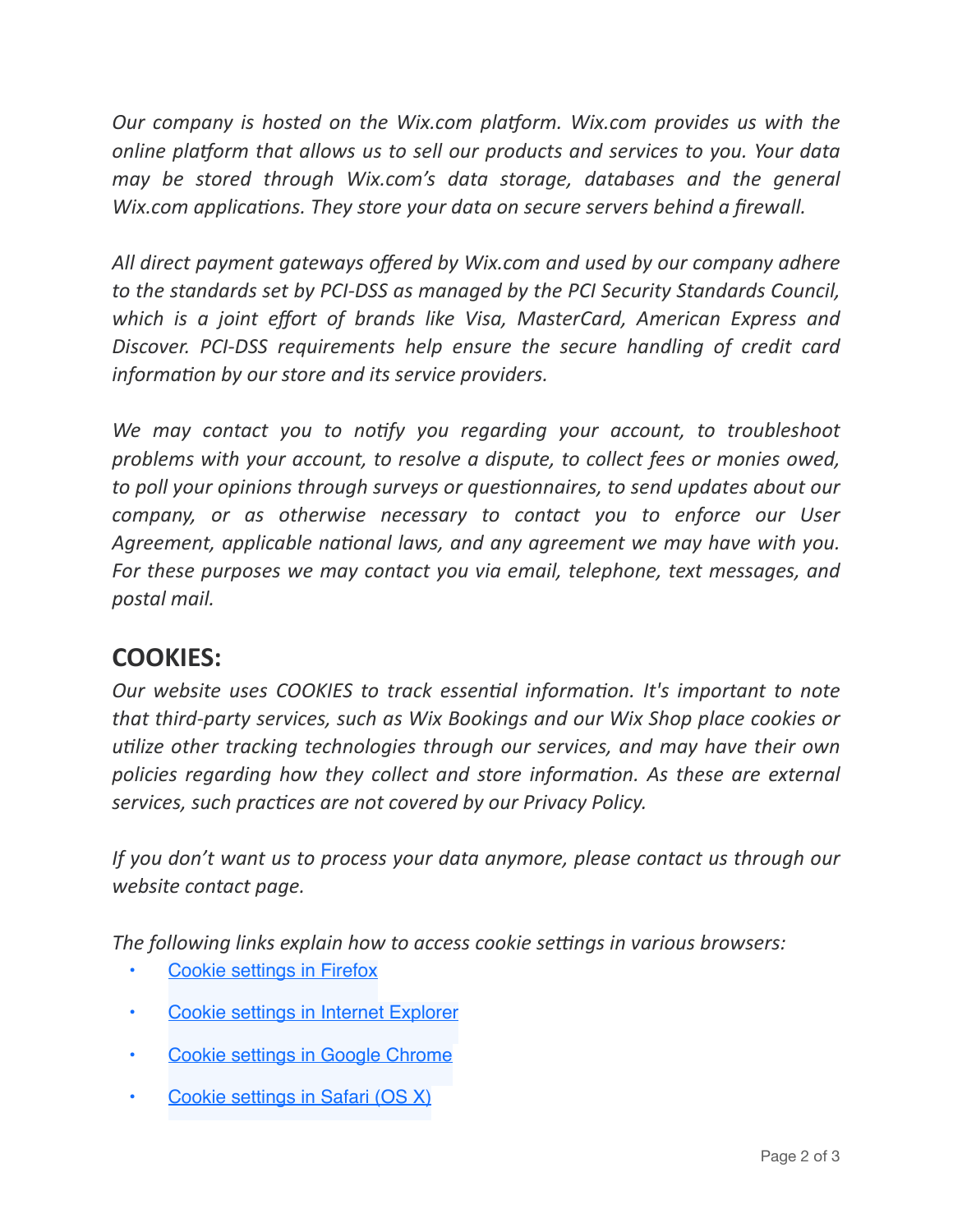*Our company is hosted on the Wix.com platform. Wix.com provides us with the online platform that allows us to sell our products and services to you. Your data may be stored through Wix.com's data storage, databases and the general Wix.com applications. They store your data on secure servers behind a firewall.*

*All direct payment gateways offered by Wix.com and used by our company adhere to the standards set by PCI-DSS as managed by the PCI Security Standards Council, which is a joint effort of brands like Visa, MasterCard, American Express and Discover. PCI-DSS requirements help ensure the secure handling of credit card information by our store and its service providers.*

*We may contact you to notify you regarding your account, to troubleshoot problems with your account, to resolve a dispute, to collect fees or monies owed, to poll your opinions through surveys or questionnaires, to send updates about our company, or as otherwise necessary to contact you to enforce our User Agreement, applicable national laws, and any agreement we may have with you. For these purposes we may contact you via email, telephone, text messages, and postal mail.*

## COOKIES:

*Our website uses COOKIES to track essential information. It's important to note that third-party services, such as Wix Bookings and our Wix Shop place cookies or utilize other tracking technologies through our services, and may have their own policies regarding how they collect and store information. As these are external services, such practices are not covered by our Privacy Policy.*

*If you don't want us to process your data anymore, please contact us through our website contact page.*

*The following links explain how to access cookie settings in various browsers:*

- Cookie settings in Firefox
- Cookie settings in Internet Explorer
- Cookie settings in Google Chrome
- Cookie settings in Safari (OS X)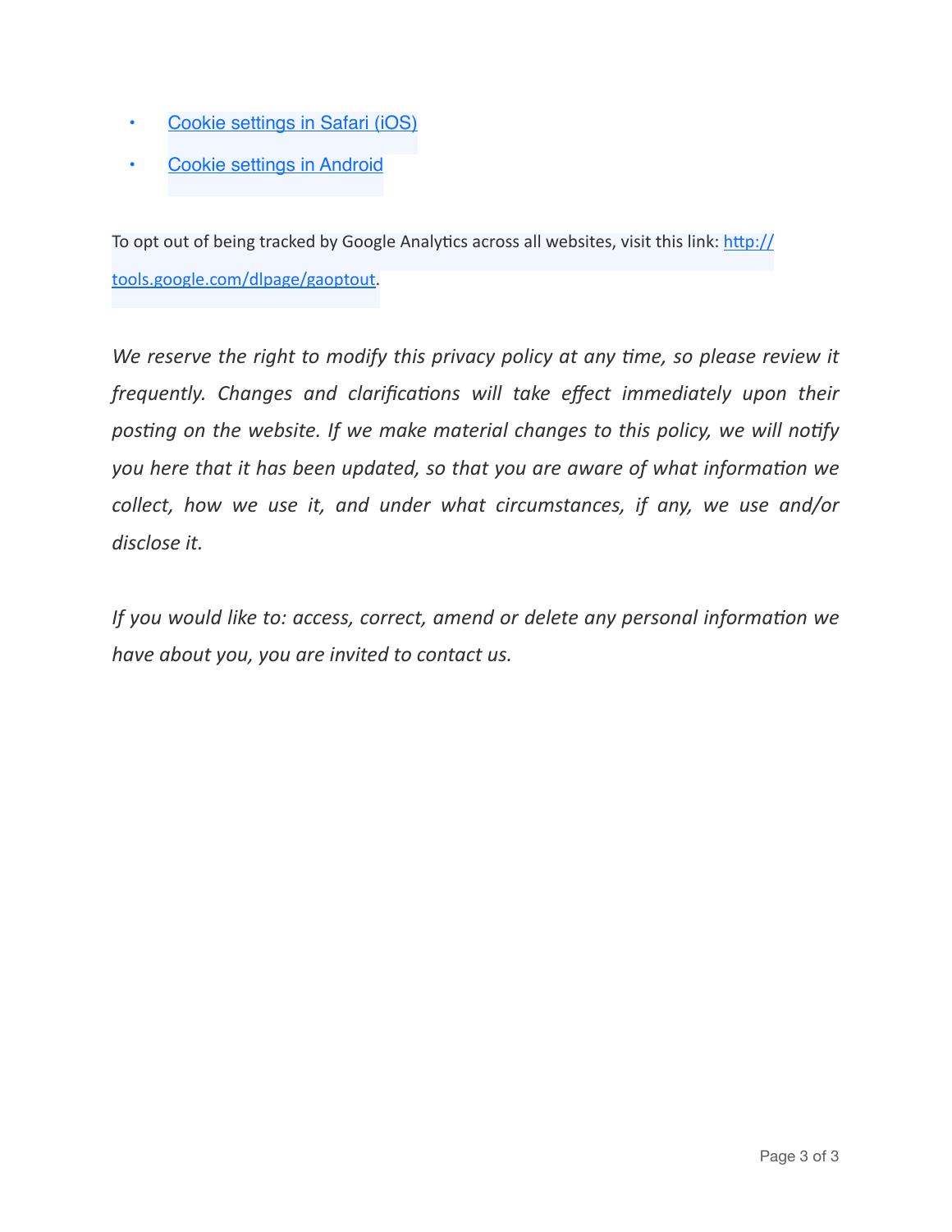- Cookie settings in Safari (iOS)
- Cookie settings in Android

To opt out of being tracked by Google Analytics across all websites, visit this link: http://tools.google.com/dlpage/gaoptout.

*We reserve the right to modify this privacy policy at any time, so please review it frequently. Changes and clarifications will take effect immediately upon their posting on the website. If we make material changes to this policy, we will notify you here that it has been updated, so that you are aware of what information we collect, how we use it, and under what circumstances, if any, we use and/or disclose it.*

*If you would like to: access, correct, amend or delete any personal information we have about you, you are invited to contact us.*